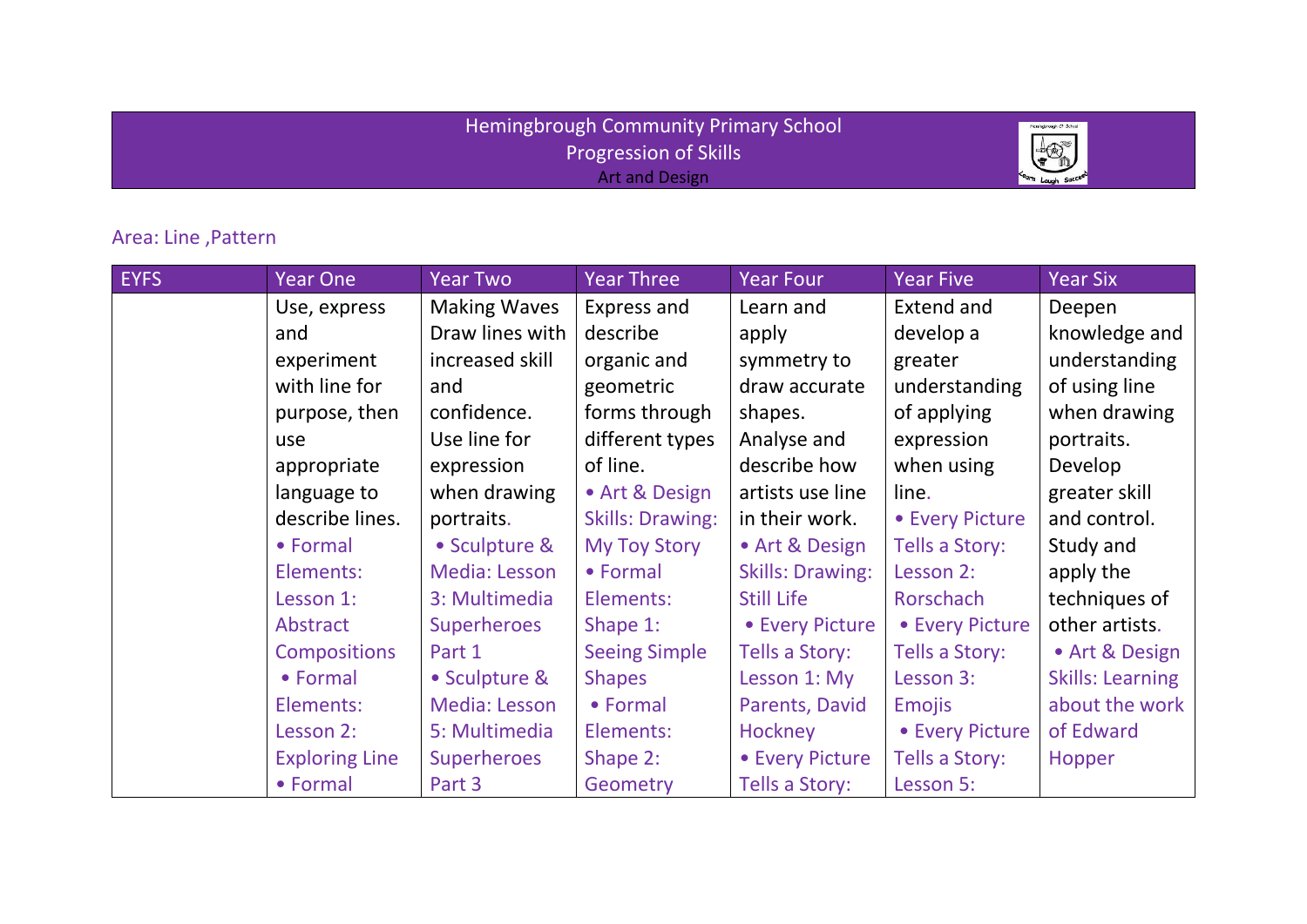# Hemingbrough Community Primary School
## Progression of Skills
### Art and Design

Area: Line ,Pattern

| EYFS | Year One | Year Two | Year Three | Year Four | Year Five | Year Six |
|---|---|---|---|---|---|---|
| | Use, express and experiment with line for purpose, then use appropriate language to describe lines. • Formal Elements: Lesson 1: Abstract Compositions • Formal Elements: Lesson 2: Exploring Line • Formal | Making Waves Draw lines with increased skill and confidence. Use line for expression when drawing portraits. • Sculpture & Media: Lesson 3: Multimedia Superheroes Part 1 • Sculpture & Media: Lesson 5: Multimedia Superheroes Part 3 | Express and describe organic and geometric forms through different types of line. • Art & Design Skills: Drawing: My Toy Story • Formal Elements: Shape 1: Seeing Simple Shapes • Formal Elements: Shape 2: Geometry | Learn and apply symmetry to draw accurate shapes. Analyse and describe how artists use line in their work. • Art & Design Skills: Drawing: Still Life • Every Picture Tells a Story: Lesson 1: My Parents, David Hockney • Every Picture Tells a Story: | Extend and develop a greater understanding of applying expression when using line. • Every Picture Tells a Story: Lesson 2: Rorschach • Every Picture Tells a Story: Lesson 3: Emojis • Every Picture Tells a Story: Lesson 5: | Deepen knowledge and understanding of using line when drawing portraits. Develop greater skill and control. Study and apply the techniques of other artists. • Art & Design Skills: Learning about the work of Edward Hopper |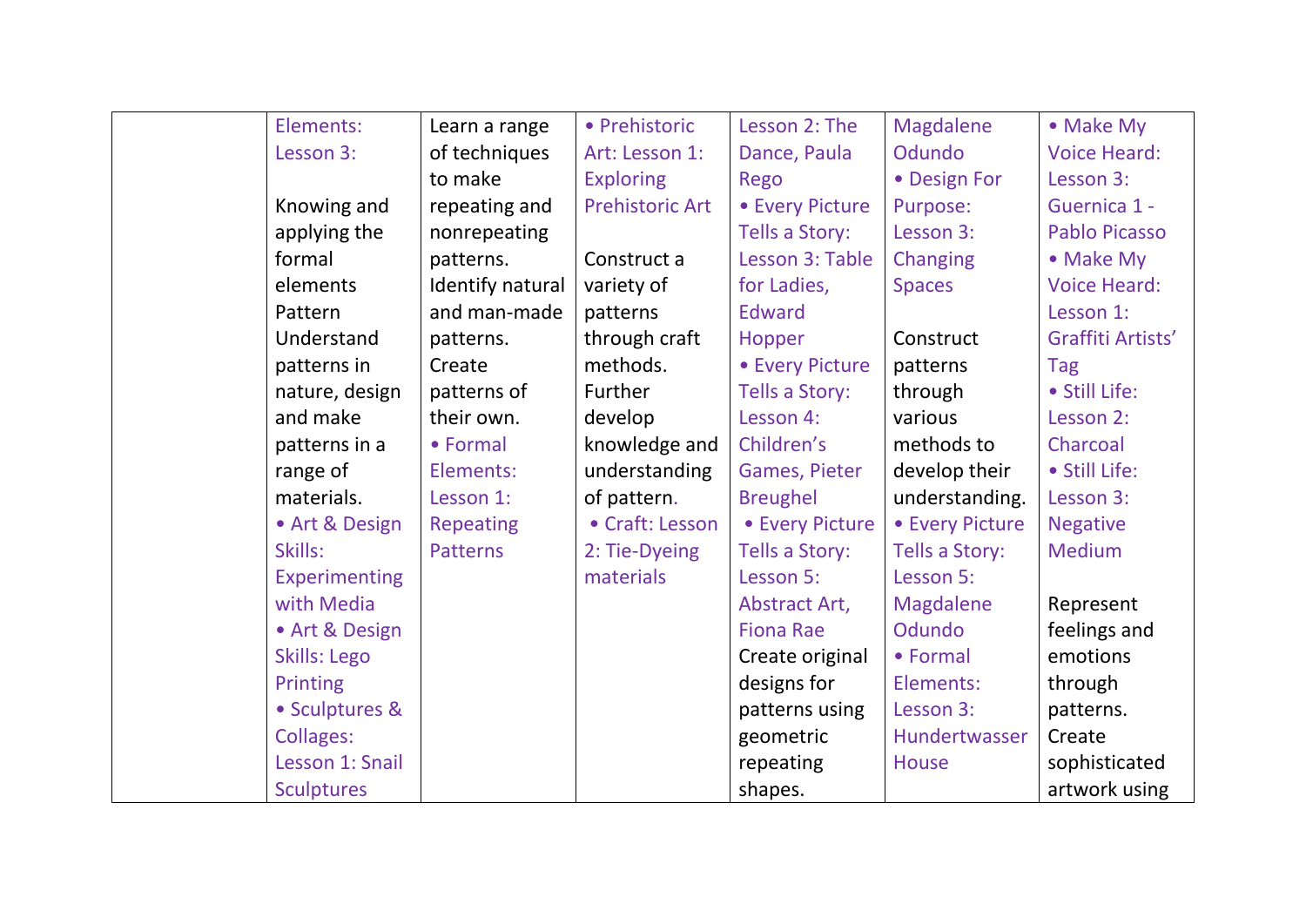| | | | | | | |
|---|---|---|---|---|---|---|
| | Elements: Lesson 3:<br><br>Knowing and applying the formal elements Pattern Understand patterns in nature, design and make patterns in a range of materials.<br>• Art & Design Skills: Experimenting with Media<br>• Art & Design Skills: Lego Printing<br>• Sculptures & Collages: Lesson 1: Snail Sculptures | Learn a range of techniques to make repeating and nonrepeating patterns. Identify natural and man-made patterns. Create patterns of their own.<br>• Formal Elements: Lesson 1: Repeating Patterns | • Prehistoric Art: Lesson 1: Exploring Prehistoric Art<br><br>Construct a variety of patterns through craft methods. Further develop knowledge and understanding of pattern.<br>• Craft: Lesson 2: Tie-Dyeing materials | Lesson 2: The Dance, Paula Rego<br>• Every Picture Tells a Story: Lesson 3: Table for Ladies, Edward Hopper<br>• Every Picture Tells a Story: Lesson 4: Children's Games, Pieter Breughel<br>• Every Picture Tells a Story: Lesson 5: Abstract Art, Fiona Rae<br>Create original designs for patterns using geometric repeating shapes. | Magdalene Odundo<br>• Design For Purpose: Lesson 3: Changing Spaces<br><br>Construct patterns through various methods to develop their understanding.<br>• Every Picture Tells a Story: Lesson 5: Magdalene Odundo<br>• Formal Elements: Lesson 3: Hundertwasser House | • Make My Voice Heard: Lesson 3: Guernica 1 - Pablo Picasso<br>• Make My Voice Heard: Lesson 1: Graffiti Artists' Tag<br>• Still Life: Lesson 2: Charcoal<br>• Still Life: Lesson 3: Negative Medium<br><br>Represent feelings and emotions through patterns. Create sophisticated artwork using |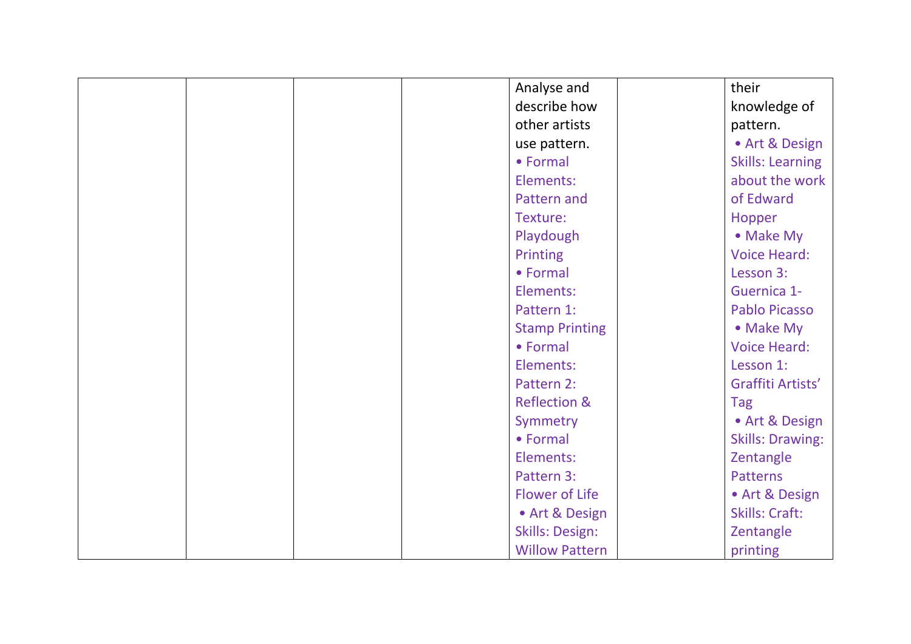|  |  |  |  |  |  |  |
|---|---|---|---|---|---|---|
|  |  |  |  | Analyse and describe how other artists use pattern. • Formal Elements: Pattern and Texture: Playdough Printing • Formal Elements: Pattern 1: Stamp Printing • Formal Elements: Pattern 2: Reflection & Symmetry • Formal Elements: Pattern 3: Flower of Life • Art & Design Skills: Design: Willow Pattern |  | their knowledge of pattern. • Art & Design Skills: Learning about the work of Edward Hopper • Make My Voice Heard: Lesson 3: Guernica 1- Pablo Picasso • Make My Voice Heard: Lesson 1: Graffiti Artists' Tag • Art & Design Skills: Drawing: Zentangle Patterns • Art & Design Skills: Craft: Zentangle printing |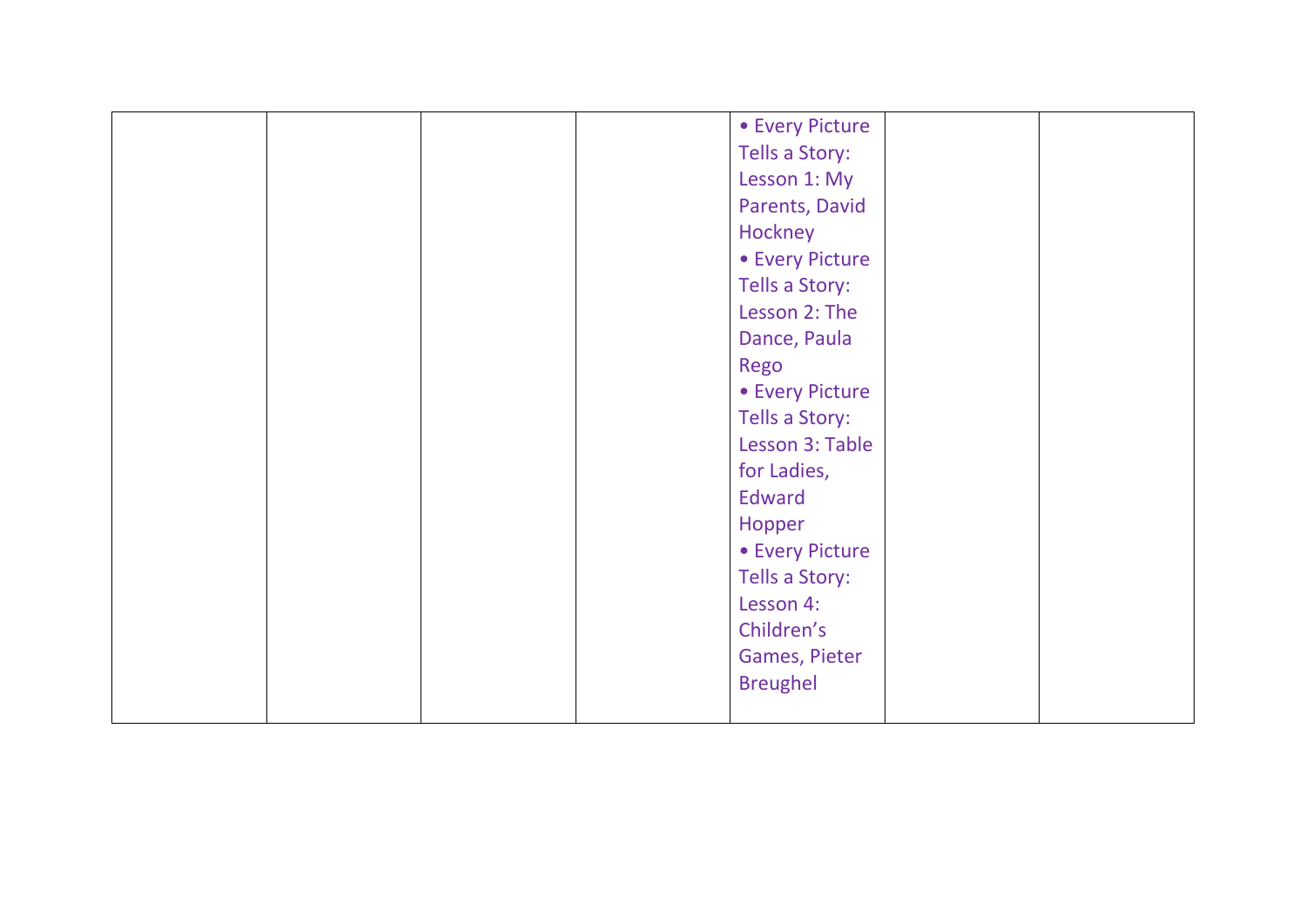| | | | | | | |
|---|---|---|---|---|---|---|
| | | | | • Every Picture Tells a Story: Lesson 1: My Parents, David Hockney<br>• Every Picture Tells a Story: Lesson 2: The Dance, Paula Rego<br>• Every Picture Tells a Story: Lesson 3: Table for Ladies, Edward Hopper<br>• Every Picture Tells a Story: Lesson 4: Children's Games, Pieter Breughel | | |